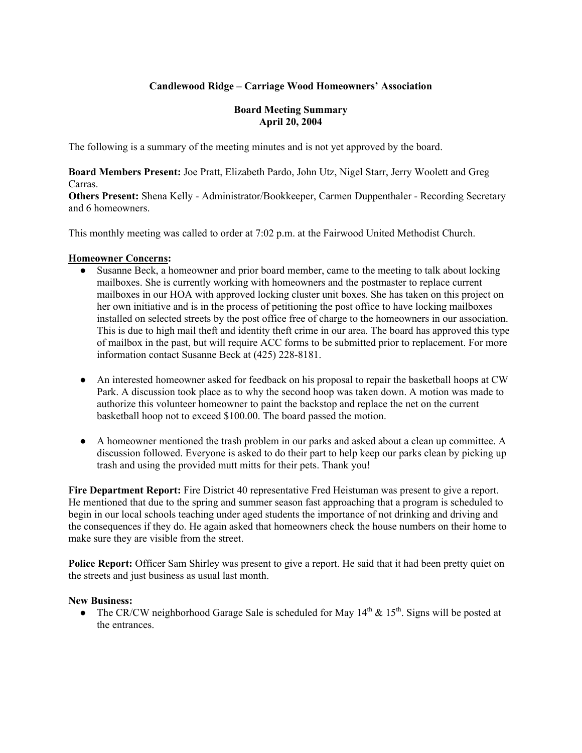# Candlewood Ridge – Carriage Wood Homeowners' Association

## Board Meeting Summary
## April 20, 2004

The following is a summary of the meeting minutes and is not yet approved by the board.

**Board Members Present:** Joe Pratt, Elizabeth Pardo, John Utz, Nigel Starr, Jerry Woolett and Greg Carras.
**Others Present:** Shena Kelly - Administrator/Bookkeeper, Carmen Duppenthaler - Recording Secretary and 6 homeowners.

This monthly meeting was called to order at 7:02 p.m. at the Fairwood United Methodist Church.

**Homeowner Concerns:**

- Susanne Beck, a homeowner and prior board member, came to the meeting to talk about locking mailboxes. She is currently working with homeowners and the postmaster to replace current mailboxes in our HOA with approved locking cluster unit boxes. She has taken on this project on her own initiative and is in the process of petitioning the post office to have locking mailboxes installed on selected streets by the post office free of charge to the homeowners in our association. This is due to high mail theft and identity theft crime in our area. The board has approved this type of mailbox in the past, but will require ACC forms to be submitted prior to replacement. For more information contact Susanne Beck at (425) 228-8181.

- An interested homeowner asked for feedback on his proposal to repair the basketball hoops at CW Park. A discussion took place as to why the second hoop was taken down. A motion was made to authorize this volunteer homeowner to paint the backstop and replace the net on the current basketball hoop not to exceed $100.00. The board passed the motion.

- A homeowner mentioned the trash problem in our parks and asked about a clean up committee. A discussion followed. Everyone is asked to do their part to help keep our parks clean by picking up trash and using the provided mutt mitts for their pets. Thank you!

**Fire Department Report:** Fire District 40 representative Fred Heistuman was present to give a report. He mentioned that due to the spring and summer season fast approaching that a program is scheduled to begin in our local schools teaching under aged students the importance of not drinking and driving and the consequences if they do. He again asked that homeowners check the house numbers on their home to make sure they are visible from the street.

**Police Report:** Officer Sam Shirley was present to give a report. He said that it had been pretty quiet on the streets and just business as usual last month.

**New Business:**

- The CR/CW neighborhood Garage Sale is scheduled for May 14th & 15th. Signs will be posted at the entrances.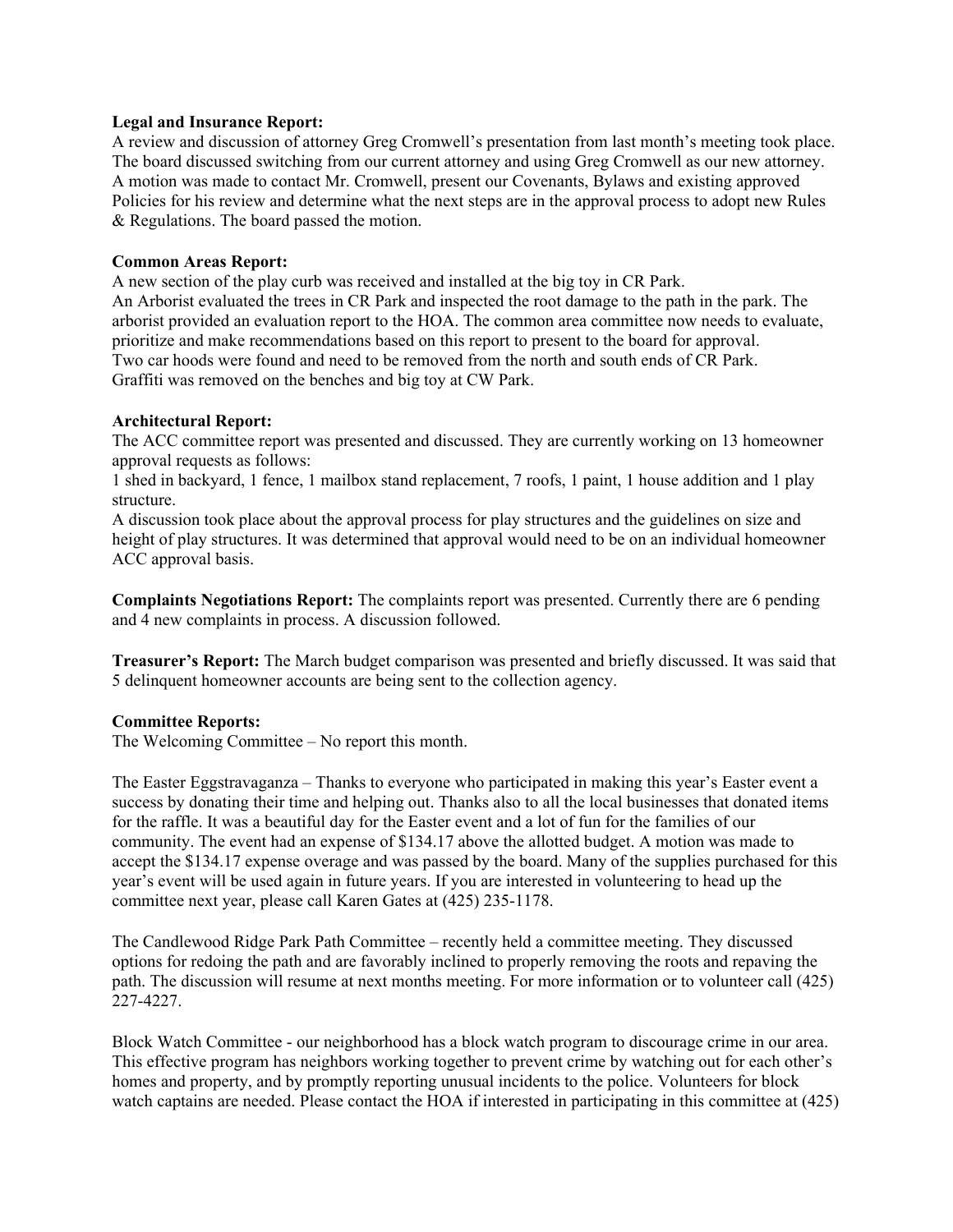**Legal and Insurance Report:**
A review and discussion of attorney Greg Cromwell's presentation from last month's meeting took place. The board discussed switching from our current attorney and using Greg Cromwell as our new attorney. A motion was made to contact Mr. Cromwell, present our Covenants, Bylaws and existing approved Policies for his review and determine what the next steps are in the approval process to adopt new Rules & Regulations. The board passed the motion.

**Common Areas Report:**
A new section of the play curb was received and installed at the big toy in CR Park.
An Arborist evaluated the trees in CR Park and inspected the root damage to the path in the park. The arborist provided an evaluation report to the HOA. The common area committee now needs to evaluate, prioritize and make recommendations based on this report to present to the board for approval.
Two car hoods were found and need to be removed from the north and south ends of CR Park.
Graffiti was removed on the benches and big toy at CW Park.

**Architectural Report:**
The ACC committee report was presented and discussed. They are currently working on 13 homeowner approval requests as follows:
1 shed in backyard, 1 fence, 1 mailbox stand replacement, 7 roofs, 1 paint, 1 house addition and 1 play structure.
A discussion took place about the approval process for play structures and the guidelines on size and height of play structures. It was determined that approval would need to be on an individual homeowner ACC approval basis.

**Complaints Negotiations Report:** The complaints report was presented. Currently there are 6 pending and 4 new complaints in process. A discussion followed.

**Treasurer's Report:** The March budget comparison was presented and briefly discussed. It was said that 5 delinquent homeowner accounts are being sent to the collection agency.

**Committee Reports:**
The Welcoming Committee – No report this month.

The Easter Eggstravaganza – Thanks to everyone who participated in making this year's Easter event a success by donating their time and helping out. Thanks also to all the local businesses that donated items for the raffle. It was a beautiful day for the Easter event and a lot of fun for the families of our community. The event had an expense of $134.17 above the allotted budget. A motion was made to accept the $134.17 expense overage and was passed by the board. Many of the supplies purchased for this year's event will be used again in future years. If you are interested in volunteering to head up the committee next year, please call Karen Gates at (425) 235-1178.

The Candlewood Ridge Park Path Committee – recently held a committee meeting. They discussed options for redoing the path and are favorably inclined to properly removing the roots and repaving the path. The discussion will resume at next months meeting. For more information or to volunteer call (425) 227-4227.

Block Watch Committee - our neighborhood has a block watch program to discourage crime in our area. This effective program has neighbors working together to prevent crime by watching out for each other's homes and property, and by promptly reporting unusual incidents to the police. Volunteers for block watch captains are needed. Please contact the HOA if interested in participating in this committee at (425)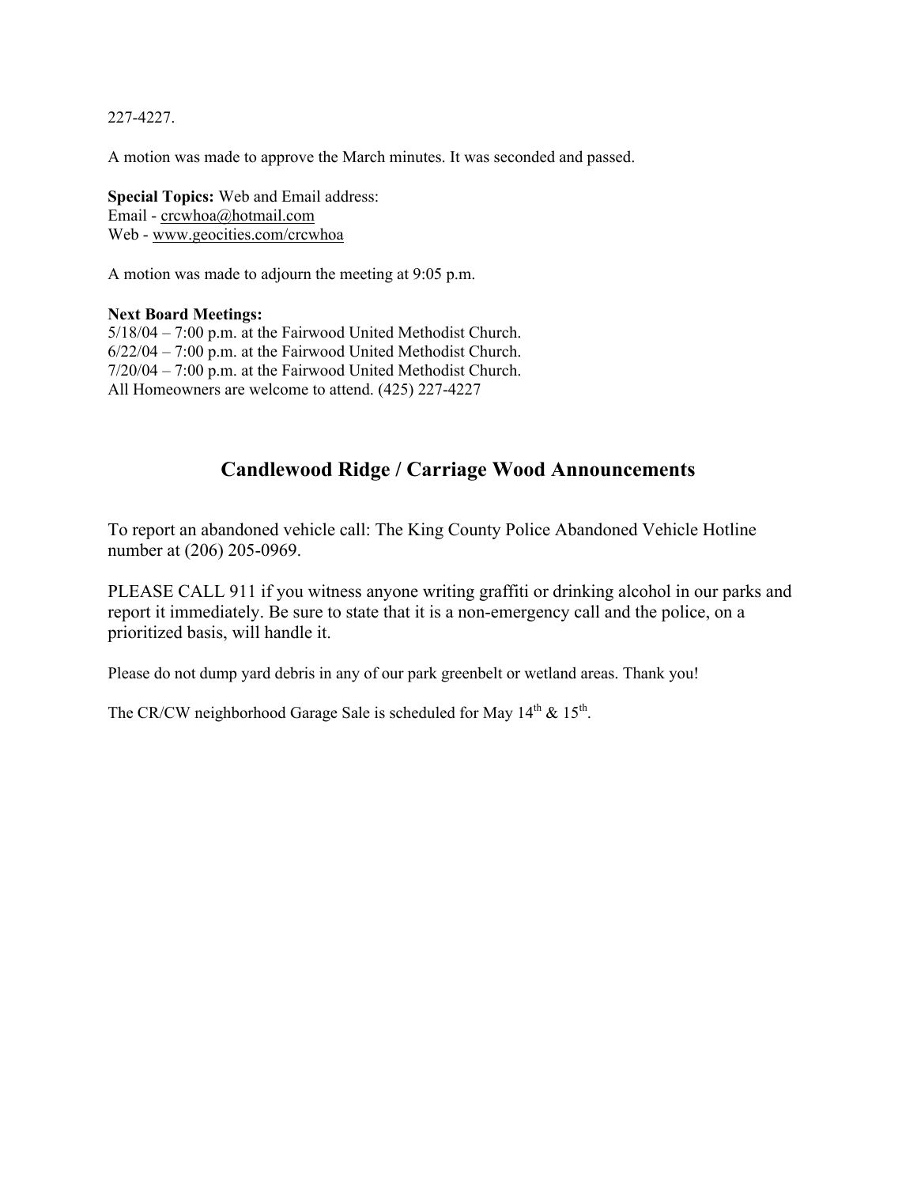227-4227.

A motion was made to approve the March minutes. It was seconded and passed.

**Special Topics:** Web and Email address:
Email - crcwhoa@hotmail.com
Web - www.geocities.com/crcwhoa

A motion was made to adjourn the meeting at 9:05 p.m.

**Next Board Meetings:**
5/18/04 – 7:00 p.m. at the Fairwood United Methodist Church.
6/22/04 – 7:00 p.m. at the Fairwood United Methodist Church.
7/20/04 – 7:00 p.m. at the Fairwood United Methodist Church.
All Homeowners are welcome to attend. (425) 227-4227

## Candlewood Ridge / Carriage Wood Announcements

To report an abandoned vehicle call: The King County Police Abandoned Vehicle Hotline number at (206) 205-0969.

PLEASE CALL 911 if you witness anyone writing graffiti or drinking alcohol in our parks and report it immediately. Be sure to state that it is a non-emergency call and the police, on a prioritized basis, will handle it.

Please do not dump yard debris in any of our park greenbelt or wetland areas. Thank you!

The CR/CW neighborhood Garage Sale is scheduled for May 14th & 15th.